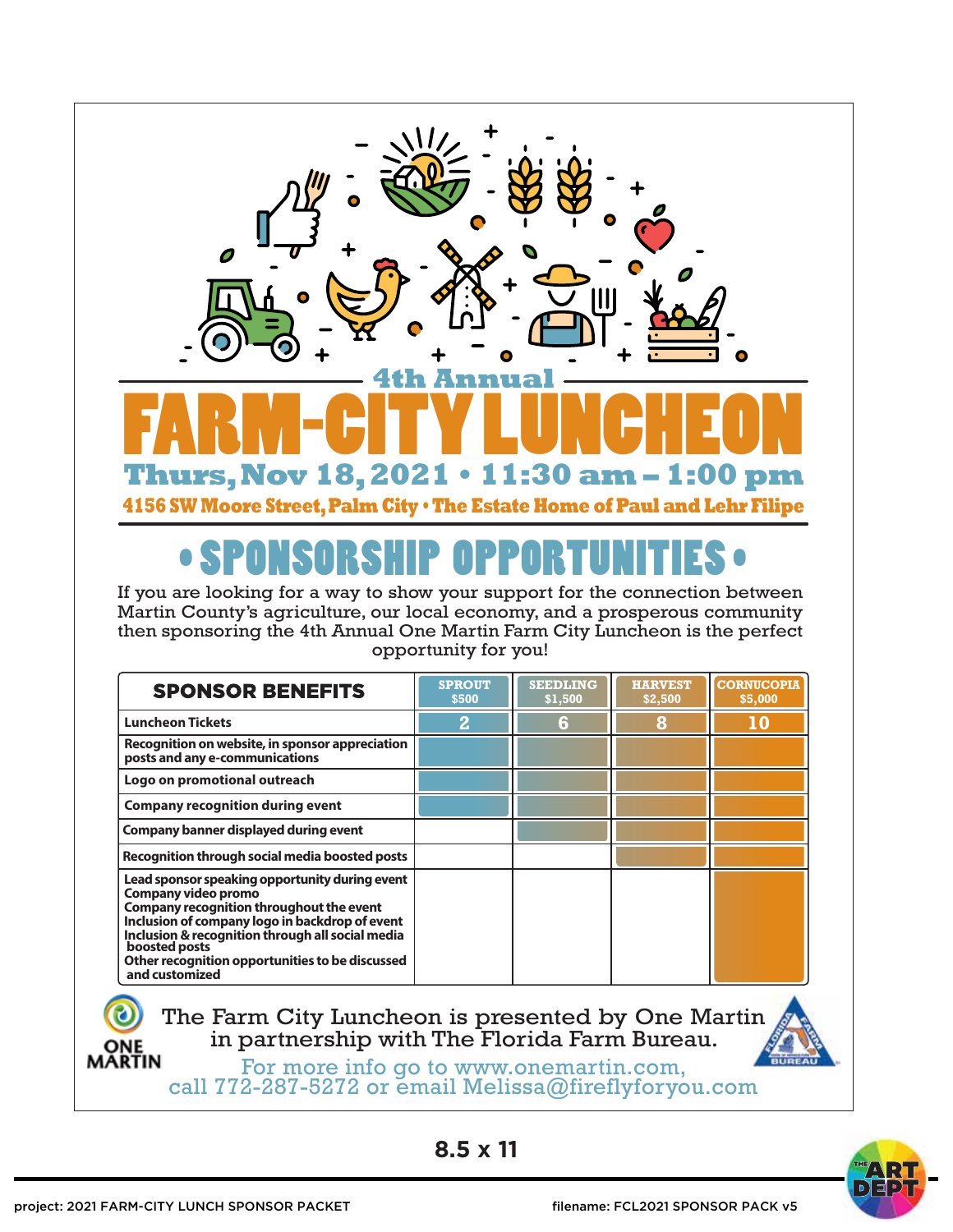## 4th Annual

# FARM-CITY LUNCHEON

**Thurs, Nov 18, 2021 • 11:30 am – 1:00 pm**

**4156 SW Moore Street, Palm City • The Estate Home of Paul and Lehr Filipe**

## • SPONSORSHIP OPPORTUNITIES •

If you are looking for a way to show your support for the connection between Martin County's agriculture, our local economy, and a prosperous community then sponsoring the 4th Annual One Martin Farm City Luncheon is the perfect opportunity for you!

| SPONSOR BENEFITS | SPROUT $500 | SEEDLING $1,500 | HARVEST $2,500 | CORNUCOPIA $5,000 |
|---|---|---|---|---|
| Luncheon Tickets | 2 | 6 | 8 | 10 |
| Recognition on website, in sponsor appreciation posts and any e-communications | ✓ | ✓ | ✓ | ✓ |
| Logo on promotional outreach | ✓ | ✓ | ✓ | ✓ |
| Company recognition during event | ✓ | ✓ | ✓ | ✓ |
| Company banner displayed during event | | ✓ | ✓ | ✓ |
| Recognition through social media boosted posts | | | ✓ | ✓ |
| Lead sponsor speaking opportunity during event<br>Company video promo<br>Company recognition throughout the event<br>Inclusion of company logo in backdrop of event<br>Inclusion & recognition through all social media boosted posts<br>Other recognition opportunities to be discussed and customized | | | | ✓ |

ONE MARTIN

The Farm City Luncheon is presented by One Martin in partnership with The Florida Farm Bureau.

For more info go to www.onemartin.com, call 772-287-5272 or email Melissa@fireflyforyou.com

8.5 x 11

project: 2021 FARM-CITY LUNCH SPONSOR PACKET

filename: FCL2021 SPONSOR PACK v5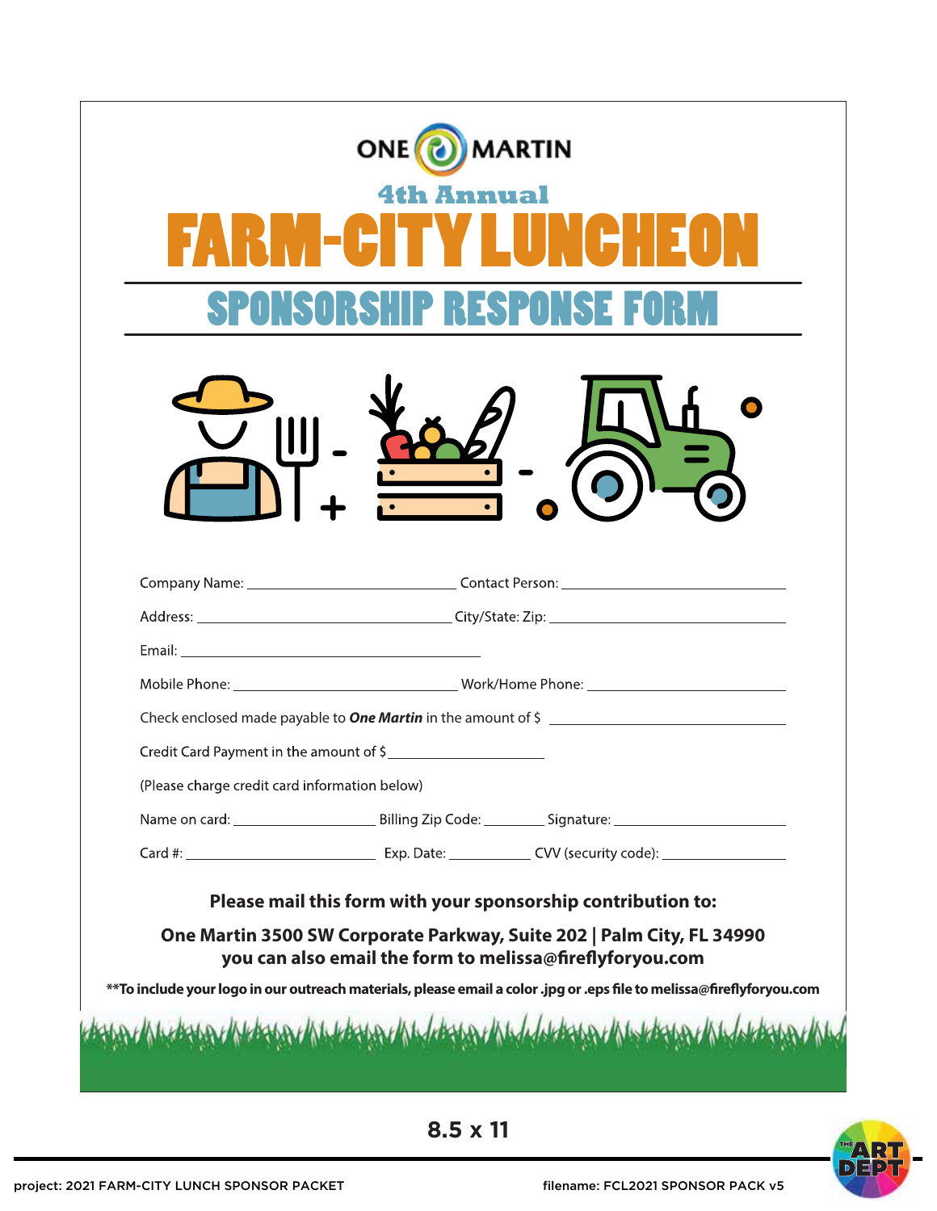ONE MARTIN

4th Annual

# FARM-CITY LUNCHEON

## SPONSORSHIP RESPONSE FORM

Company Name: ______________________________ Contact Person: ______________________________

Address: ______________________________ City/State: Zip: ______________________________

Email: ______________________________

Mobile Phone: ______________________________ Work/Home Phone: ______________________________

Check enclosed made payable to ***One Martin*** in the amount of $ ______________________________

Credit Card Payment in the amount of $______________________

(Please charge credit card information below)

Name on card: ____________________ Billing Zip Code: __________ Signature: ______________________

Card #: ____________________________ Exp. Date: ____________ CVV (security code): ______________

**Please mail this form with your sponsorship contribution to:**

**One Martin 3500 SW Corporate Parkway, Suite 202 | Palm City, FL 34990**
**you can also email the form to melissa@fireflyforyou.com**

****To include your logo in our outreach materials, please email a color .jpg or .eps file to melissa@fireflyforyou.com**

**8.5 x 11**

project: 2021 FARM-CITY LUNCH SPONSOR PACKET

filename: FCL2021 SPONSOR PACK v5